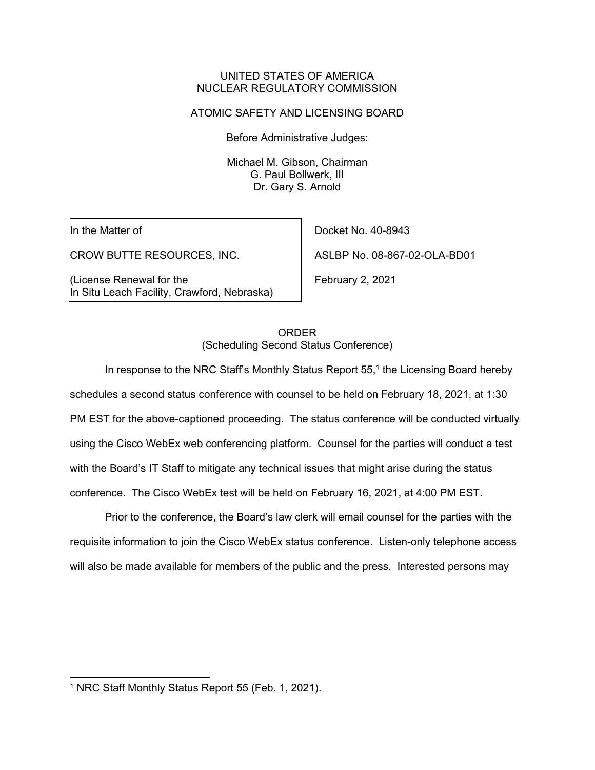UNITED STATES OF AMERICA
NUCLEAR REGULATORY COMMISSION

ATOMIC SAFETY AND LICENSING BOARD

Before Administrative Judges:

Michael M. Gibson, Chairman
G. Paul Bollwerk, III
Dr. Gary S. Arnold

| | |
|---|---|
| In the Matter of | Docket No. 40-8943 |
| CROW BUTTE RESOURCES, INC. | ASLBP No. 08-867-02-OLA-BD01 |
| (License Renewal for the In Situ Leach Facility, Crawford, Nebraska) | February 2, 2021 |

ORDER
(Scheduling Second Status Conference)

In response to the NRC Staff's Monthly Status Report 55,[1] the Licensing Board hereby schedules a second status conference with counsel to be held on February 18, 2021, at 1:30 PM EST for the above-captioned proceeding. The status conference will be conducted virtually using the Cisco WebEx web conferencing platform. Counsel for the parties will conduct a test with the Board's IT Staff to mitigate any technical issues that might arise during the status conference. The Cisco WebEx test will be held on February 16, 2021, at 4:00 PM EST.

Prior to the conference, the Board's law clerk will email counsel for the parties with the requisite information to join the Cisco WebEx status conference. Listen-only telephone access will also be made available for members of the public and the press. Interested persons may

[1] NRC Staff Monthly Status Report 55 (Feb. 1, 2021).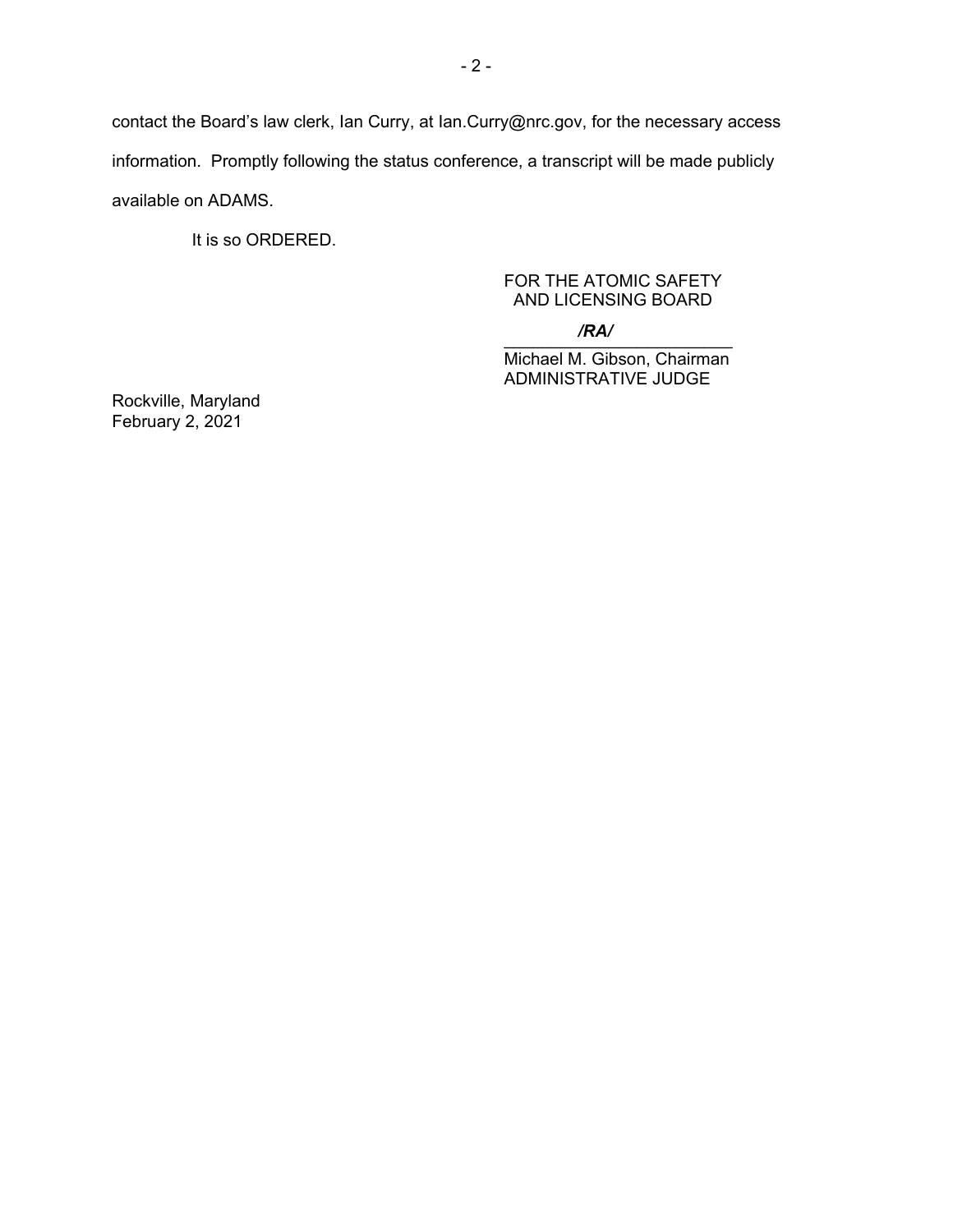contact the Board's law clerk, Ian Curry, at Ian.Curry@nrc.gov, for the necessary access information. Promptly following the status conference, a transcript will be made publicly available on ADAMS.

It is so ORDERED.

FOR THE ATOMIC SAFETY
AND LICENSING BOARD

*/RA/*

Michael M. Gibson, Chairman
ADMINISTRATIVE JUDGE

Rockville, Maryland
February 2, 2021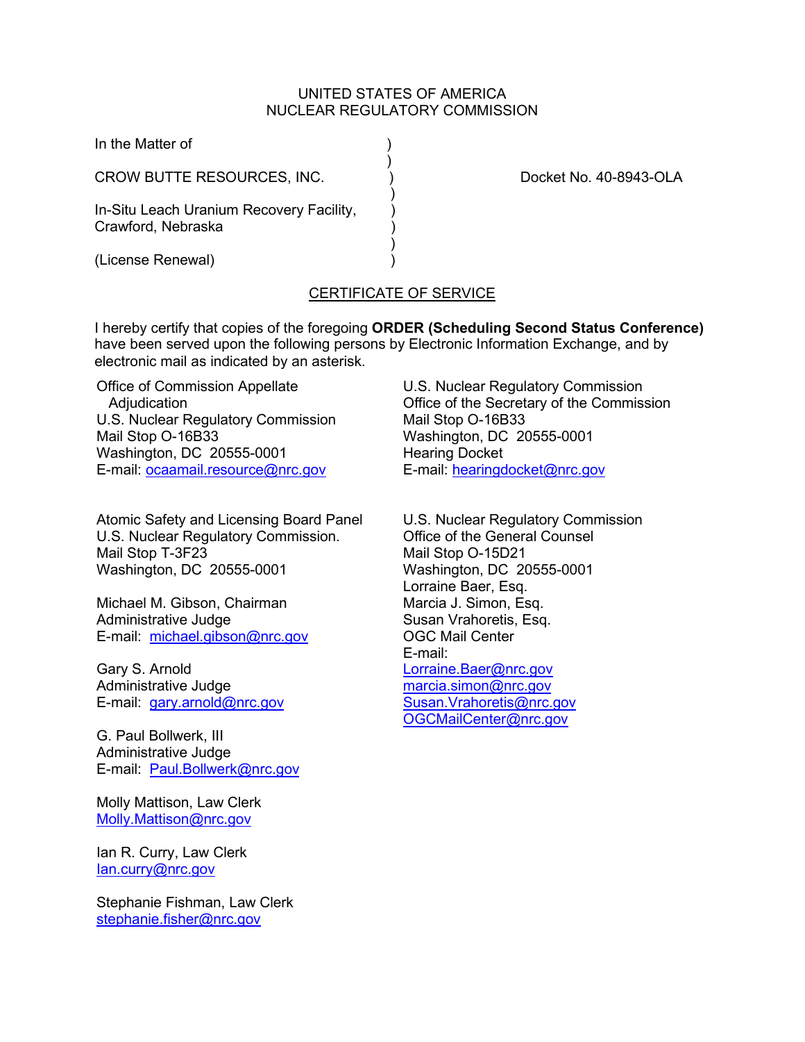UNITED STATES OF AMERICA
NUCLEAR REGULATORY COMMISSION

In the Matter of )
)
CROW BUTTE RESOURCES, INC. ) Docket No. 40-8943-OLA
)
In-Situ Leach Uranium Recovery Facility, )
Crawford, Nebraska )
)
(License Renewal) )

## CERTIFICATE OF SERVICE

I hereby certify that copies of the foregoing **ORDER (Scheduling Second Status Conference)** have been served upon the following persons by Electronic Information Exchange, and by electronic mail as indicated by an asterisk.

Office of Commission Appellate Adjudication
U.S. Nuclear Regulatory Commission
Mail Stop O-16B33
Washington, DC 20555-0001
E-mail: ocaamail.resource@nrc.gov

U.S. Nuclear Regulatory Commission
Office of the Secretary of the Commission
Mail Stop O-16B33
Washington, DC 20555-0001
Hearing Docket
E-mail: hearingdocket@nrc.gov

Atomic Safety and Licensing Board Panel
U.S. Nuclear Regulatory Commission.
Mail Stop T-3F23
Washington, DC 20555-0001

Michael M. Gibson, Chairman
Administrative Judge
E-mail: michael.gibson@nrc.gov

Gary S. Arnold
Administrative Judge
E-mail: gary.arnold@nrc.gov

G. Paul Bollwerk, III
Administrative Judge
E-mail: Paul.Bollwerk@nrc.gov

Molly Mattison, Law Clerk
Molly.Mattison@nrc.gov

Ian R. Curry, Law Clerk
Ian.curry@nrc.gov

Stephanie Fishman, Law Clerk
stephanie.fisher@nrc.gov

U.S. Nuclear Regulatory Commission
Office of the General Counsel
Mail Stop O-15D21
Washington, DC 20555-0001
Lorraine Baer, Esq.
Marcia J. Simon, Esq.
Susan Vrahoretis, Esq.
OGC Mail Center
E-mail:
Lorraine.Baer@nrc.gov
marcia.simon@nrc.gov
Susan.Vrahoretis@nrc.gov
OGCMailCenter@nrc.gov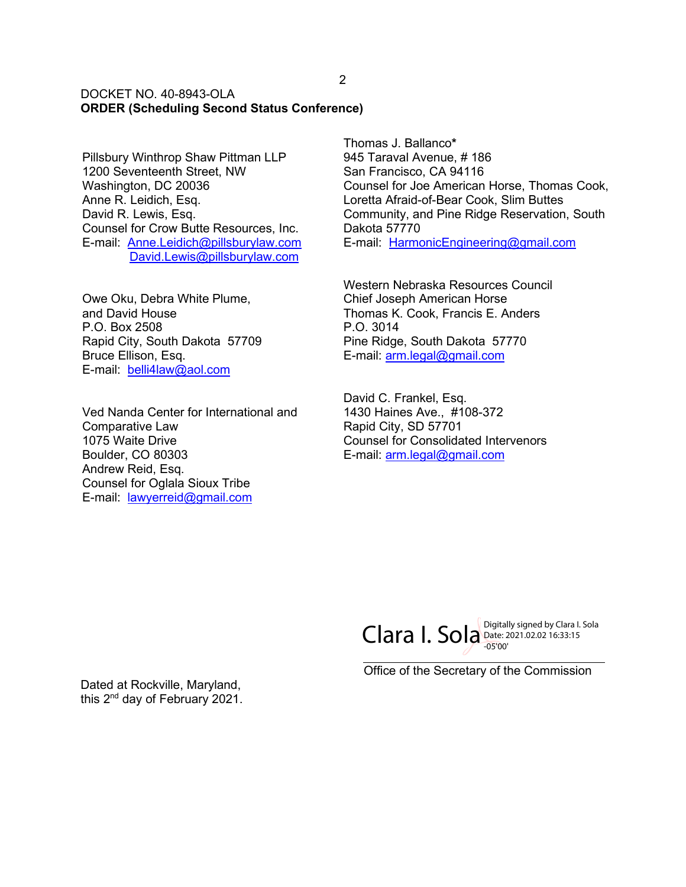DOCKET NO. 40-8943-OLA
**ORDER (Scheduling Second Status Conference)**

Pillsbury Winthrop Shaw Pittman LLP
1200 Seventeenth Street, NW
Washington, DC 20036
Anne R. Leidich, Esq.
David R. Lewis, Esq.
Counsel for Crow Butte Resources, Inc.
E-mail: Anne.Leidich@pillsburylaw.com
David.Lewis@pillsburylaw.com

Owe Oku, Debra White Plume,
and David House
P.O. Box 2508
Rapid City, South Dakota 57709
Bruce Ellison, Esq.
E-mail: belli4law@aol.com

Ved Nanda Center for International and Comparative Law
1075 Waite Drive
Boulder, CO 80303
Andrew Reid, Esq.
Counsel for Oglala Sioux Tribe
E-mail: lawyerreid@gmail.com

Thomas J. Ballanco*
945 Taraval Avenue, # 186
San Francisco, CA 94116
Counsel for Joe American Horse, Thomas Cook, Loretta Afraid-of-Bear Cook, Slim Buttes Community, and Pine Ridge Reservation, South Dakota 57770
E-mail: HarmonicEngineering@gmail.com

Western Nebraska Resources Council
Chief Joseph American Horse
Thomas K. Cook, Francis E. Anders
P.O. 3014
Pine Ridge, South Dakota 57770
E-mail: arm.legal@gmail.com

David C. Frankel, Esq.
1430 Haines Ave., #108-372
Rapid City, SD 57701
Counsel for Consolidated Intervenors
E-mail: arm.legal@gmail.com

Clara I. Sola
Digitally signed by Clara I. Sola
Date: 2021.02.02 16:33:15 -05'00'

Office of the Secretary of the Commission

Dated at Rockville, Maryland,
this 2nd day of February 2021.